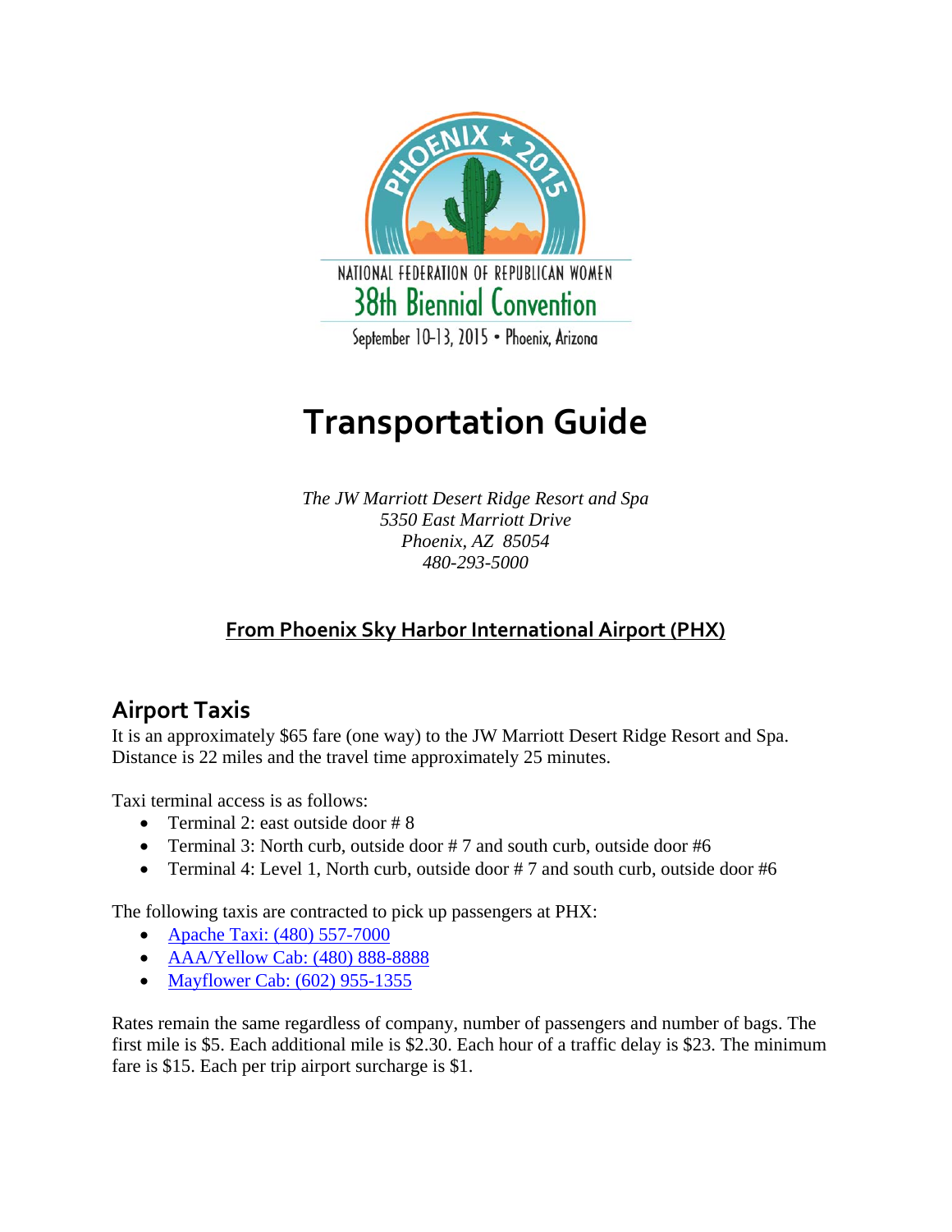PHOENIX ★ 2015

NATIONAL FEDERATION OF REPUBLICAN WOMEN

38th Biennial Convention

September 10-13, 2015 • Phoenix, Arizona

# Transportation Guide

*The JW Marriott Desert Ridge Resort and Spa*
*5350 East Marriott Drive*
*Phoenix, AZ 85054*
*480-293-5000*

## From Phoenix Sky Harbor International Airport (PHX)

### Airport Taxis

It is an approximately $65 fare (one way) to the JW Marriott Desert Ridge Resort and Spa. Distance is 22 miles and the travel time approximately 25 minutes.

Taxi terminal access is as follows:

- Terminal 2: east outside door # 8
- Terminal 3: North curb, outside door # 7 and south curb, outside door #6
- Terminal 4: Level 1, North curb, outside door # 7 and south curb, outside door #6

The following taxis are contracted to pick up passengers at PHX:

- Apache Taxi: (480) 557-7000
- AAA/Yellow Cab: (480) 888-8888
- Mayflower Cab: (602) 955-1355

Rates remain the same regardless of company, number of passengers and number of bags. The first mile is $5. Each additional mile is $2.30. Each hour of a traffic delay is $23. The minimum fare is $15. Each per trip airport surcharge is $1.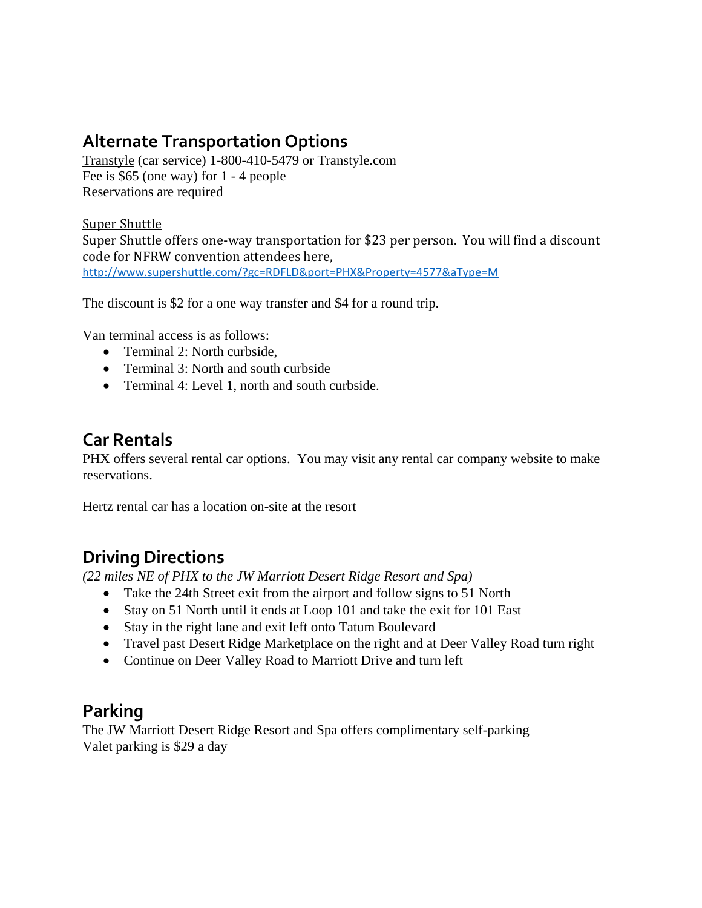## Alternate Transportation Options

Transtyle (car service) 1-800-410-5479 or Transtyle.com
Fee is $65 (one way) for 1 - 4 people
Reservations are required

Super Shuttle
Super Shuttle offers one-way transportation for $23 per person. You will find a discount code for NFRW convention attendees here,
http://www.supershuttle.com/?gc=RDFLD&port=PHX&Property=4577&aType=M

The discount is $2 for a one way transfer and $4 for a round trip.

Van terminal access is as follows:

- Terminal 2: North curbside,
- Terminal 3: North and south curbside
- Terminal 4: Level 1, north and south curbside.

## Car Rentals

PHX offers several rental car options. You may visit any rental car company website to make reservations.

Hertz rental car has a location on-site at the resort

## Driving Directions

*(22 miles NE of PHX to the JW Marriott Desert Ridge Resort and Spa)*

- Take the 24th Street exit from the airport and follow signs to 51 North
- Stay on 51 North until it ends at Loop 101 and take the exit for 101 East
- Stay in the right lane and exit left onto Tatum Boulevard
- Travel past Desert Ridge Marketplace on the right and at Deer Valley Road turn right
- Continue on Deer Valley Road to Marriott Drive and turn left

## Parking

The JW Marriott Desert Ridge Resort and Spa offers complimentary self-parking
Valet parking is $29 a day